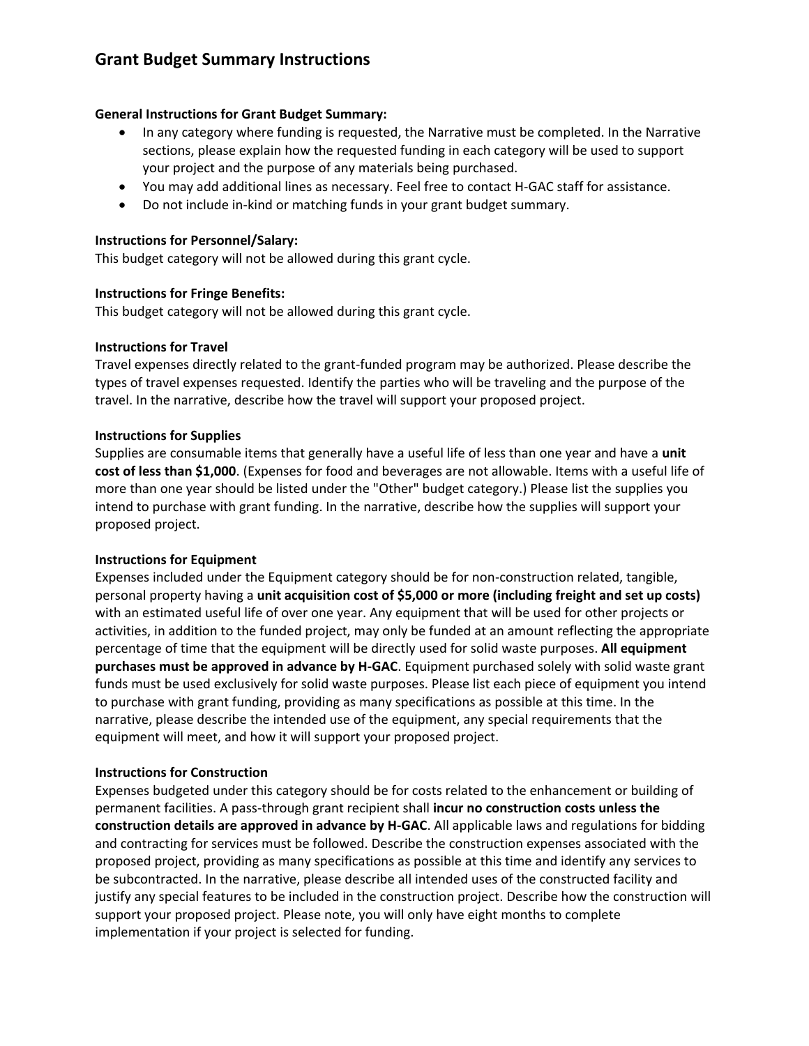# Grant Budget Summary Instructions

**General Instructions for Grant Budget Summary:**

- In any category where funding is requested, the Narrative must be completed. In the Narrative sections, please explain how the requested funding in each category will be used to support your project and the purpose of any materials being purchased.
- You may add additional lines as necessary. Feel free to contact H-GAC staff for assistance.
- Do not include in-kind or matching funds in your grant budget summary.

**Instructions for Personnel/Salary:**

This budget category will not be allowed during this grant cycle.

**Instructions for Fringe Benefits:**

This budget category will not be allowed during this grant cycle.

**Instructions for Travel**

Travel expenses directly related to the grant-funded program may be authorized. Please describe the types of travel expenses requested. Identify the parties who will be traveling and the purpose of the travel. In the narrative, describe how the travel will support your proposed project.

**Instructions for Supplies**

Supplies are consumable items that generally have a useful life of less than one year and have a **unit cost of less than $1,000**. (Expenses for food and beverages are not allowable. Items with a useful life of more than one year should be listed under the "Other" budget category.) Please list the supplies you intend to purchase with grant funding. In the narrative, describe how the supplies will support your proposed project.

**Instructions for Equipment**

Expenses included under the Equipment category should be for non-construction related, tangible, personal property having a **unit acquisition cost of $5,000 or more (including freight and set up costs)** with an estimated useful life of over one year. Any equipment that will be used for other projects or activities, in addition to the funded project, may only be funded at an amount reflecting the appropriate percentage of time that the equipment will be directly used for solid waste purposes. **All equipment purchases must be approved in advance by H-GAC**. Equipment purchased solely with solid waste grant funds must be used exclusively for solid waste purposes. Please list each piece of equipment you intend to purchase with grant funding, providing as many specifications as possible at this time. In the narrative, please describe the intended use of the equipment, any special requirements that the equipment will meet, and how it will support your proposed project.

**Instructions for Construction**

Expenses budgeted under this category should be for costs related to the enhancement or building of permanent facilities. A pass-through grant recipient shall **incur no construction costs unless the construction details are approved in advance by H-GAC**. All applicable laws and regulations for bidding and contracting for services must be followed. Describe the construction expenses associated with the proposed project, providing as many specifications as possible at this time and identify any services to be subcontracted. In the narrative, please describe all intended uses of the constructed facility and justify any special features to be included in the construction project. Describe how the construction will support your proposed project. Please note, you will only have eight months to complete implementation if your project is selected for funding.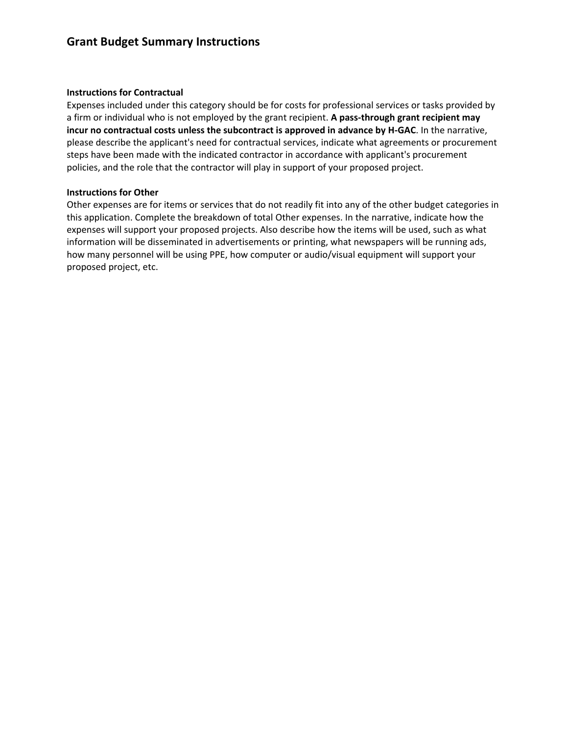## Grant Budget Summary Instructions

**Instructions for Contractual**

Expenses included under this category should be for costs for professional services or tasks provided by a firm or individual who is not employed by the grant recipient. **A pass-through grant recipient may incur no contractual costs unless the subcontract is approved in advance by H-GAC**. In the narrative, please describe the applicant's need for contractual services, indicate what agreements or procurement steps have been made with the indicated contractor in accordance with applicant's procurement policies, and the role that the contractor will play in support of your proposed project.

**Instructions for Other**

Other expenses are for items or services that do not readily fit into any of the other budget categories in this application. Complete the breakdown of total Other expenses. In the narrative, indicate how the expenses will support your proposed projects. Also describe how the items will be used, such as what information will be disseminated in advertisements or printing, what newspapers will be running ads, how many personnel will be using PPE, how computer or audio/visual equipment will support your proposed project, etc.